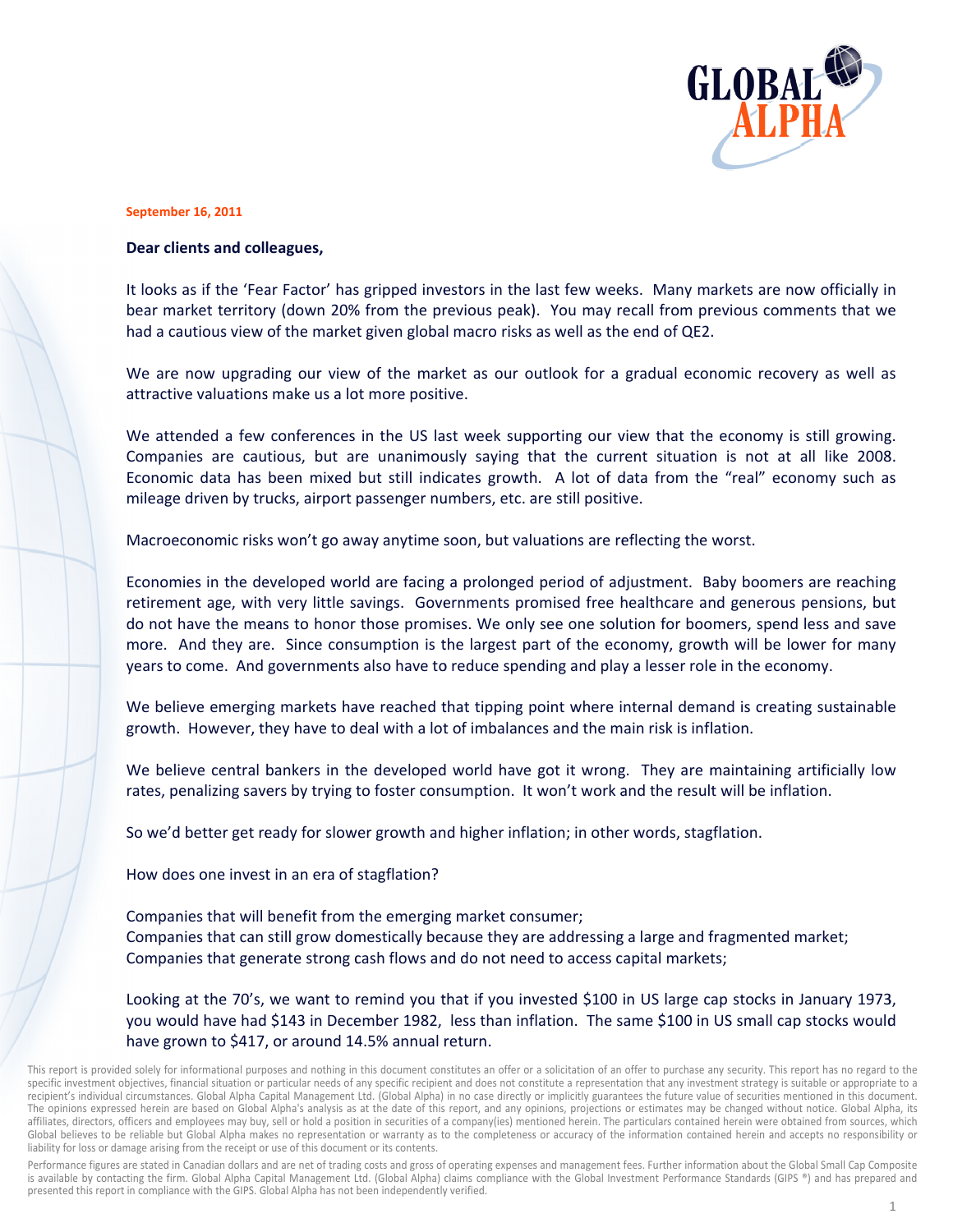**September 16, 2011**

**Dear clients and colleagues,**

It looks as if the 'Fear Factor' has gripped investors in the last few weeks. Many markets are now officially in bear market territory (down 20% from the previous peak). You may recall from previous comments that we had a cautious view of the market given global macro risks as well as the end of QE2.

We are now upgrading our view of the market as our outlook for a gradual economic recovery as well as attractive valuations make us a lot more positive.

We attended a few conferences in the US last week supporting our view that the economy is still growing. Companies are cautious, but are unanimously saying that the current situation is not at all like 2008. Economic data has been mixed but still indicates growth. A lot of data from the "real" economy such as mileage driven by trucks, airport passenger numbers, etc. are still positive.

Macroeconomic risks won't go away anytime soon, but valuations are reflecting the worst.

Economies in the developed world are facing a prolonged period of adjustment. Baby boomers are reaching retirement age, with very little savings. Governments promised free healthcare and generous pensions, but do not have the means to honor those promises. We only see one solution for boomers, spend less and save more. And they are. Since consumption is the largest part of the economy, growth will be lower for many years to come. And governments also have to reduce spending and play a lesser role in the economy.

We believe emerging markets have reached that tipping point where internal demand is creating sustainable growth. However, they have to deal with a lot of imbalances and the main risk is inflation.

We believe central bankers in the developed world have got it wrong. They are maintaining artificially low rates, penalizing savers by trying to foster consumption. It won't work and the result will be inflation.

So we'd better get ready for slower growth and higher inflation; in other words, stagflation.

How does one invest in an era of stagflation?

Companies that will benefit from the emerging market consumer;
Companies that can still grow domestically because they are addressing a large and fragmented market;
Companies that generate strong cash flows and do not need to access capital markets;

Looking at the 70's, we want to remind you that if you invested $100 in US large cap stocks in January 1973, you would have had $143 in December 1982, less than inflation. The same $100 in US small cap stocks would have grown to $417, or around 14.5% annual return.

This report is provided solely for informational purposes and nothing in this document constitutes an offer or a solicitation of an offer to purchase any security. This report has no regard to the specific investment objectives, financial situation or particular needs of any specific recipient and does not constitute a representation that any investment strategy is suitable or appropriate to a recipient's individual circumstances. Global Alpha Capital Management Ltd. (Global Alpha) in no case directly or implicitly guarantees the future value of securities mentioned in this document. The opinions expressed herein are based on Global Alpha's analysis as at the date of this report, and any opinions, projections or estimates may be changed without notice. Global Alpha, its affiliates, directors, officers and employees may buy, sell or hold a position in securities of a company(ies) mentioned herein. The particulars contained herein were obtained from sources, which Global believes to be reliable but Global Alpha makes no representation or warranty as to the completeness or accuracy of the information contained herein and accepts no responsibility or liability for loss or damage arising from the receipt or use of this document or its contents.

Performance figures are stated in Canadian dollars and are net of trading costs and gross of operating expenses and management fees. Further information about the Global Small Cap Composite is available by contacting the firm. Global Alpha Capital Management Ltd. (Global Alpha) claims compliance with the Global Investment Performance Standards (GIPS ®) and has prepared and presented this report in compliance with the GIPS. Global Alpha has not been independently verified.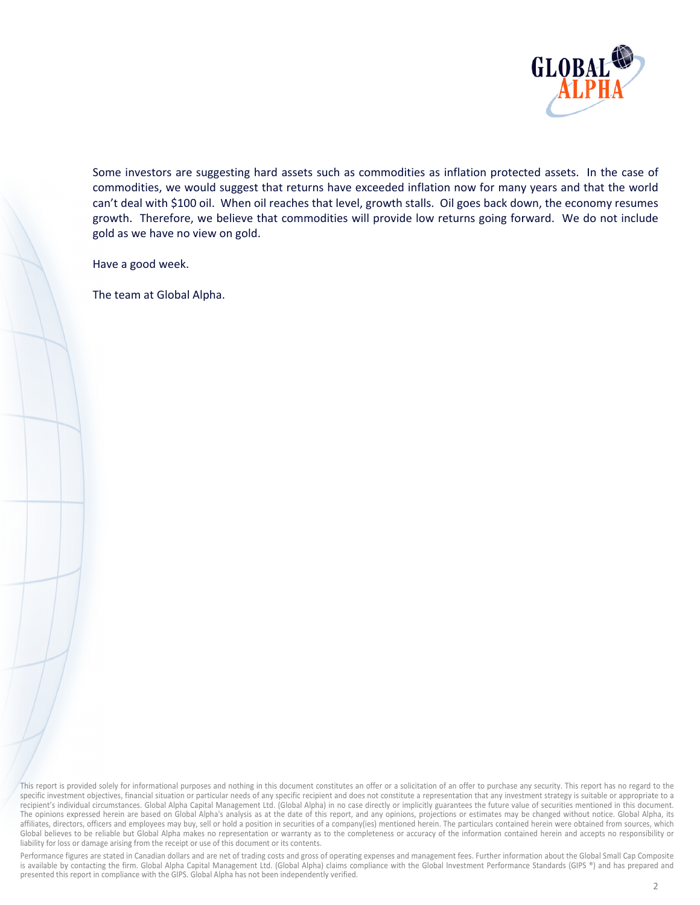Some investors are suggesting hard assets such as commodities as inflation protected assets. In the case of commodities, we would suggest that returns have exceeded inflation now for many years and that the world can't deal with $100 oil. When oil reaches that level, growth stalls. Oil goes back down, the economy resumes growth. Therefore, we believe that commodities will provide low returns going forward. We do not include gold as we have no view on gold.

Have a good week.

The team at Global Alpha.

This report is provided solely for informational purposes and nothing in this document constitutes an offer or a solicitation of an offer to purchase any security. This report has no regard to the specific investment objectives, financial situation or particular needs of any specific recipient and does not constitute a representation that any investment strategy is suitable or appropriate to a recipient's individual circumstances. Global Alpha Capital Management Ltd. (Global Alpha) in no case directly or implicitly guarantees the future value of securities mentioned in this document. The opinions expressed herein are based on Global Alpha's analysis as at the date of this report, and any opinions, projections or estimates may be changed without notice. Global Alpha, its affiliates, directors, officers and employees may buy, sell or hold a position in securities of a company(ies) mentioned herein. The particulars contained herein were obtained from sources, which Global believes to be reliable but Global Alpha makes no representation or warranty as to the completeness or accuracy of the information contained herein and accepts no responsibility or liability for loss or damage arising from the receipt or use of this document or its contents.

Performance figures are stated in Canadian dollars and are net of trading costs and gross of operating expenses and management fees. Further information about the Global Small Cap Composite is available by contacting the firm. Global Alpha Capital Management Ltd. (Global Alpha) claims compliance with the Global Investment Performance Standards (GIPS ®) and has prepared and presented this report in compliance with the GIPS. Global Alpha has not been independently verified.